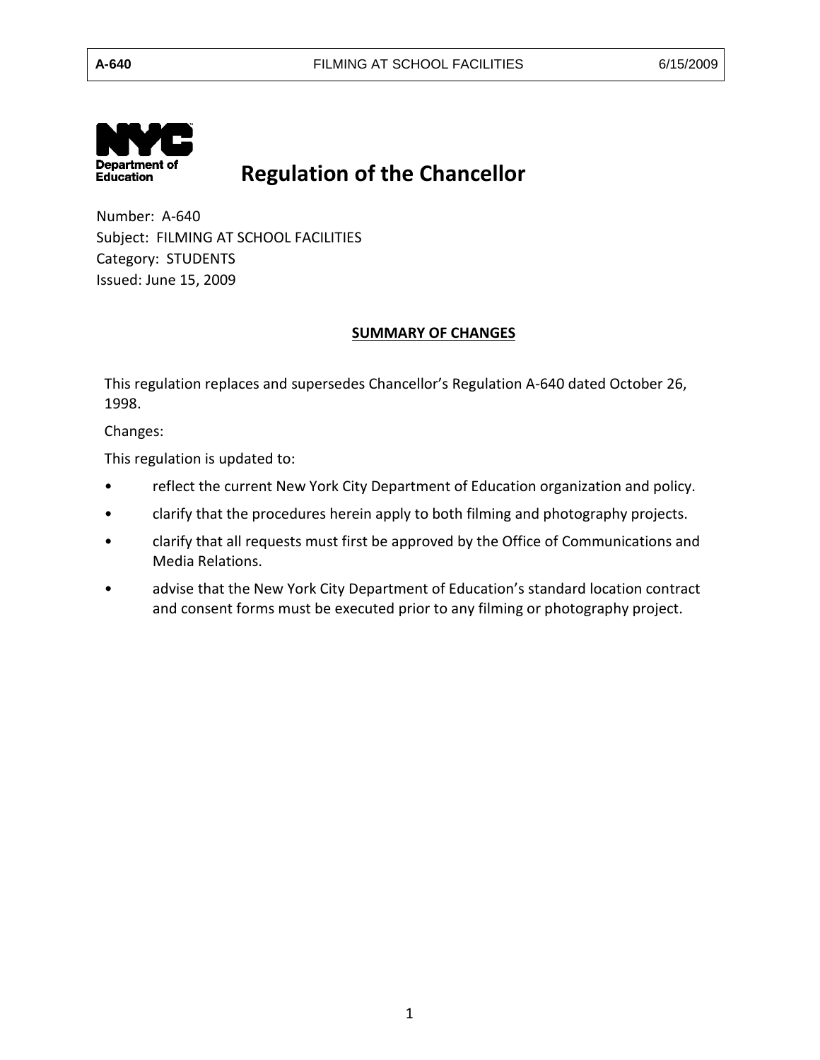# Regulation of the Chancellor

Number: A-640
Subject: FILMING AT SCHOOL FACILITIES
Category: STUDENTS
Issued: June 15, 2009

## SUMMARY OF CHANGES

This regulation replaces and supersedes Chancellor's Regulation A-640 dated October 26, 1998.

Changes:

This regulation is updated to:

- reflect the current New York City Department of Education organization and policy.
- clarify that the procedures herein apply to both filming and photography projects.
- clarify that all requests must first be approved by the Office of Communications and Media Relations.
- advise that the New York City Department of Education's standard location contract and consent forms must be executed prior to any filming or photography project.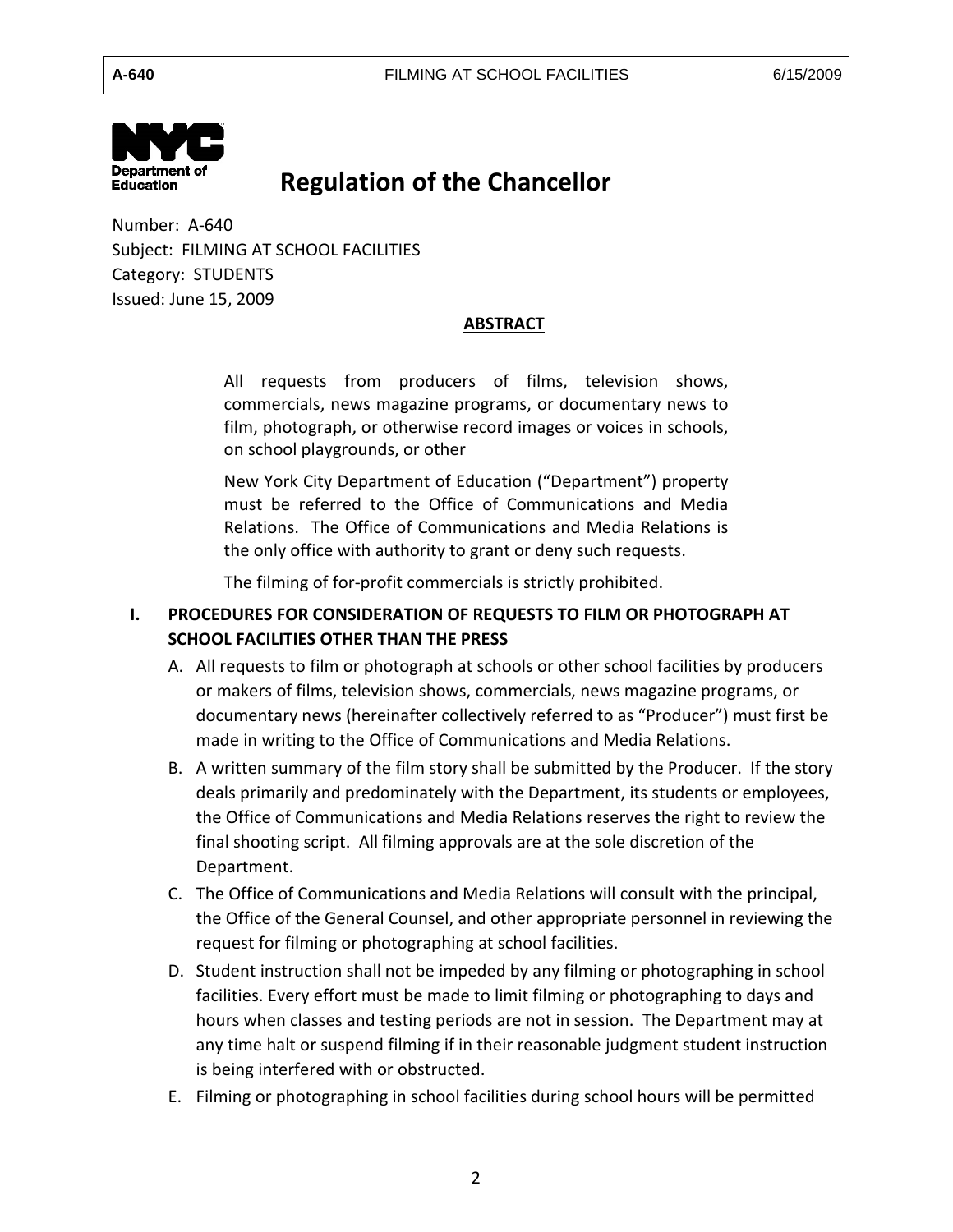**Regulation of the Chancellor**

Number: A-640
Subject: FILMING AT SCHOOL FACILITIES
Category: STUDENTS
Issued: June 15, 2009

**ABSTRACT**

> All requests from producers of films, television shows, commercials, news magazine programs, or documentary news to film, photograph, or otherwise record images or voices in schools, on school playgrounds, or other
>
> New York City Department of Education ("Department") property must be referred to the Office of Communications and Media Relations. The Office of Communications and Media Relations is the only office with authority to grant or deny such requests.
>
> The filming of for-profit commercials is strictly prohibited.

## I. PROCEDURES FOR CONSIDERATION OF REQUESTS TO FILM OR PHOTOGRAPH AT SCHOOL FACILITIES OTHER THAN THE PRESS

A. All requests to film or photograph at schools or other school facilities by producers or makers of films, television shows, commercials, news magazine programs, or documentary news (hereinafter collectively referred to as "Producer") must first be made in writing to the Office of Communications and Media Relations.

B. A written summary of the film story shall be submitted by the Producer. If the story deals primarily and predominately with the Department, its students or employees, the Office of Communications and Media Relations reserves the right to review the final shooting script. All filming approvals are at the sole discretion of the Department.

C. The Office of Communications and Media Relations will consult with the principal, the Office of the General Counsel, and other appropriate personnel in reviewing the request for filming or photographing at school facilities.

D. Student instruction shall not be impeded by any filming or photographing in school facilities. Every effort must be made to limit filming or photographing to days and hours when classes and testing periods are not in session. The Department may at any time halt or suspend filming if in their reasonable judgment student instruction is being interfered with or obstructed.

E. Filming or photographing in school facilities during school hours will be permitted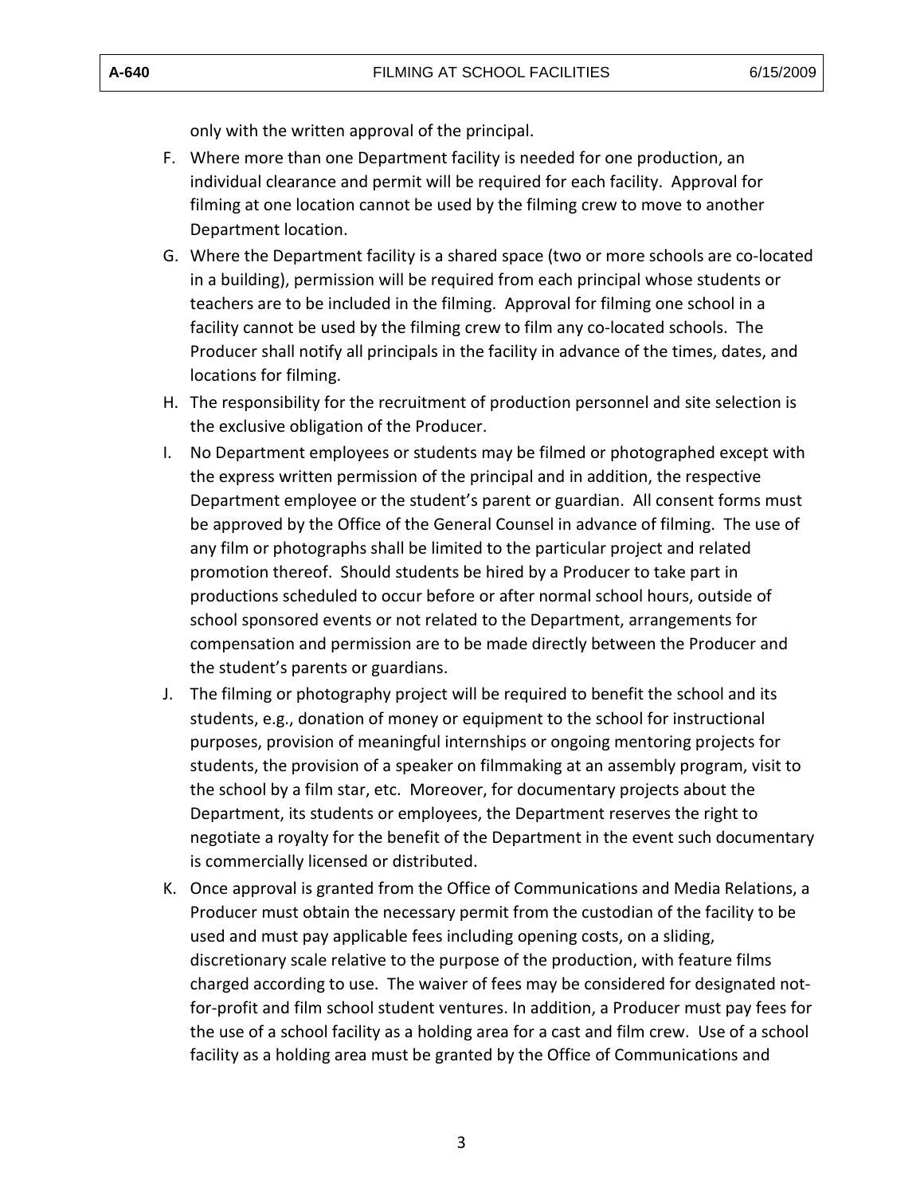only with the written approval of the principal.

F. Where more than one Department facility is needed for one production, an individual clearance and permit will be required for each facility. Approval for filming at one location cannot be used by the filming crew to move to another Department location.

G. Where the Department facility is a shared space (two or more schools are co-located in a building), permission will be required from each principal whose students or teachers are to be included in the filming. Approval for filming one school in a facility cannot be used by the filming crew to film any co-located schools. The Producer shall notify all principals in the facility in advance of the times, dates, and locations for filming.

H. The responsibility for the recruitment of production personnel and site selection is the exclusive obligation of the Producer.

I. No Department employees or students may be filmed or photographed except with the express written permission of the principal and in addition, the respective Department employee or the student's parent or guardian. All consent forms must be approved by the Office of the General Counsel in advance of filming. The use of any film or photographs shall be limited to the particular project and related promotion thereof. Should students be hired by a Producer to take part in productions scheduled to occur before or after normal school hours, outside of school sponsored events or not related to the Department, arrangements for compensation and permission are to be made directly between the Producer and the student's parents or guardians.

J. The filming or photography project will be required to benefit the school and its students, e.g., donation of money or equipment to the school for instructional purposes, provision of meaningful internships or ongoing mentoring projects for students, the provision of a speaker on filmmaking at an assembly program, visit to the school by a film star, etc. Moreover, for documentary projects about the Department, its students or employees, the Department reserves the right to negotiate a royalty for the benefit of the Department in the event such documentary is commercially licensed or distributed.

K. Once approval is granted from the Office of Communications and Media Relations, a Producer must obtain the necessary permit from the custodian of the facility to be used and must pay applicable fees including opening costs, on a sliding, discretionary scale relative to the purpose of the production, with feature films charged according to use. The waiver of fees may be considered for designated not-for-profit and film school student ventures. In addition, a Producer must pay fees for the use of a school facility as a holding area for a cast and film crew. Use of a school facility as a holding area must be granted by the Office of Communications and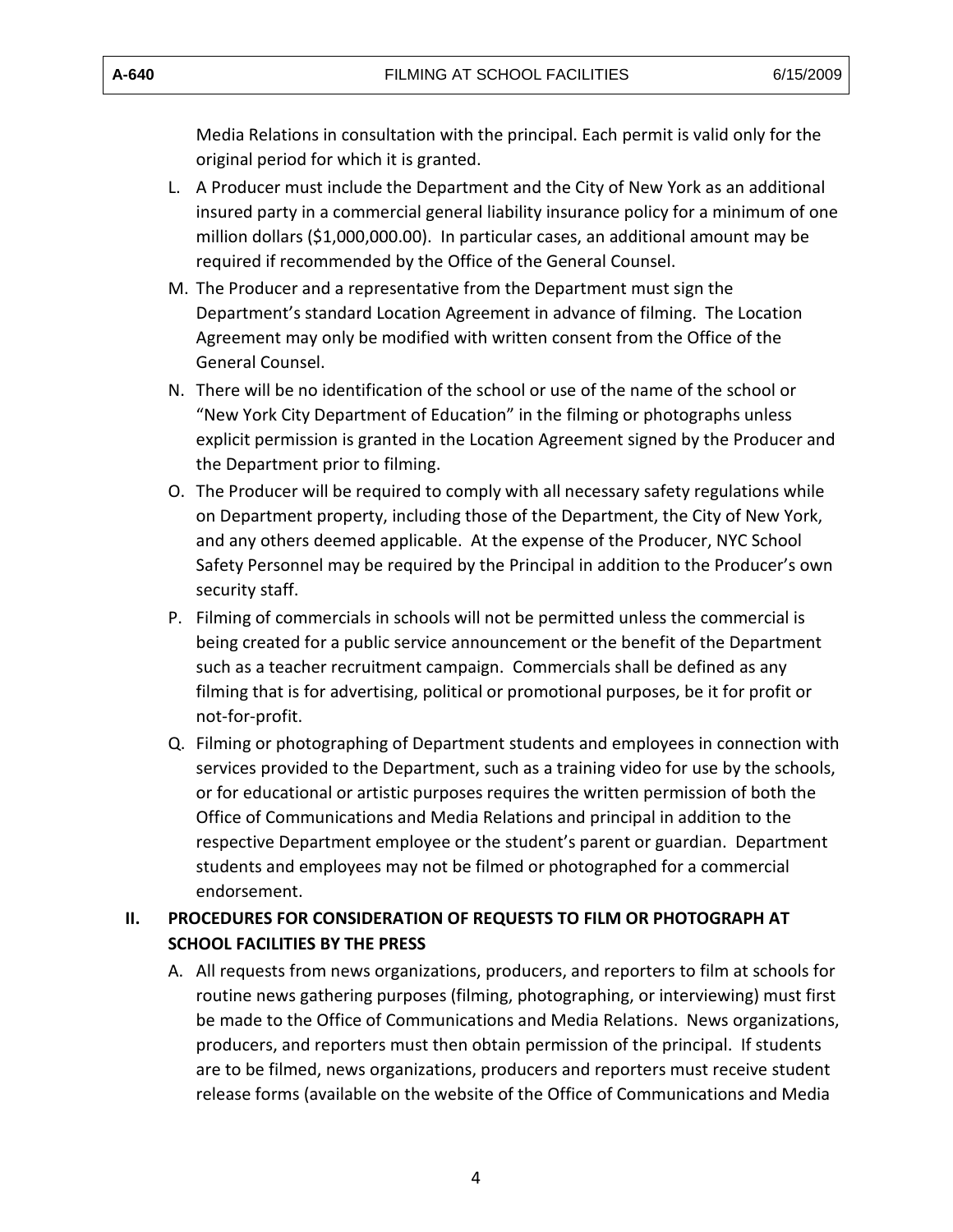Media Relations in consultation with the principal. Each permit is valid only for the original period for which it is granted.

L. A Producer must include the Department and the City of New York as an additional insured party in a commercial general liability insurance policy for a minimum of one million dollars ($1,000,000.00). In particular cases, an additional amount may be required if recommended by the Office of the General Counsel.

M. The Producer and a representative from the Department must sign the Department's standard Location Agreement in advance of filming. The Location Agreement may only be modified with written consent from the Office of the General Counsel.

N. There will be no identification of the school or use of the name of the school or "New York City Department of Education" in the filming or photographs unless explicit permission is granted in the Location Agreement signed by the Producer and the Department prior to filming.

O. The Producer will be required to comply with all necessary safety regulations while on Department property, including those of the Department, the City of New York, and any others deemed applicable. At the expense of the Producer, NYC School Safety Personnel may be required by the Principal in addition to the Producer's own security staff.

P. Filming of commercials in schools will not be permitted unless the commercial is being created for a public service announcement or the benefit of the Department such as a teacher recruitment campaign. Commercials shall be defined as any filming that is for advertising, political or promotional purposes, be it for profit or not-for-profit.

Q. Filming or photographing of Department students and employees in connection with services provided to the Department, such as a training video for use by the schools, or for educational or artistic purposes requires the written permission of both the Office of Communications and Media Relations and principal in addition to the respective Department employee or the student's parent or guardian. Department students and employees may not be filmed or photographed for a commercial endorsement.

## II. PROCEDURES FOR CONSIDERATION OF REQUESTS TO FILM OR PHOTOGRAPH AT SCHOOL FACILITIES BY THE PRESS

A. All requests from news organizations, producers, and reporters to film at schools for routine news gathering purposes (filming, photographing, or interviewing) must first be made to the Office of Communications and Media Relations. News organizations, producers, and reporters must then obtain permission of the principal. If students are to be filmed, news organizations, producers and reporters must receive student release forms (available on the website of the Office of Communications and Media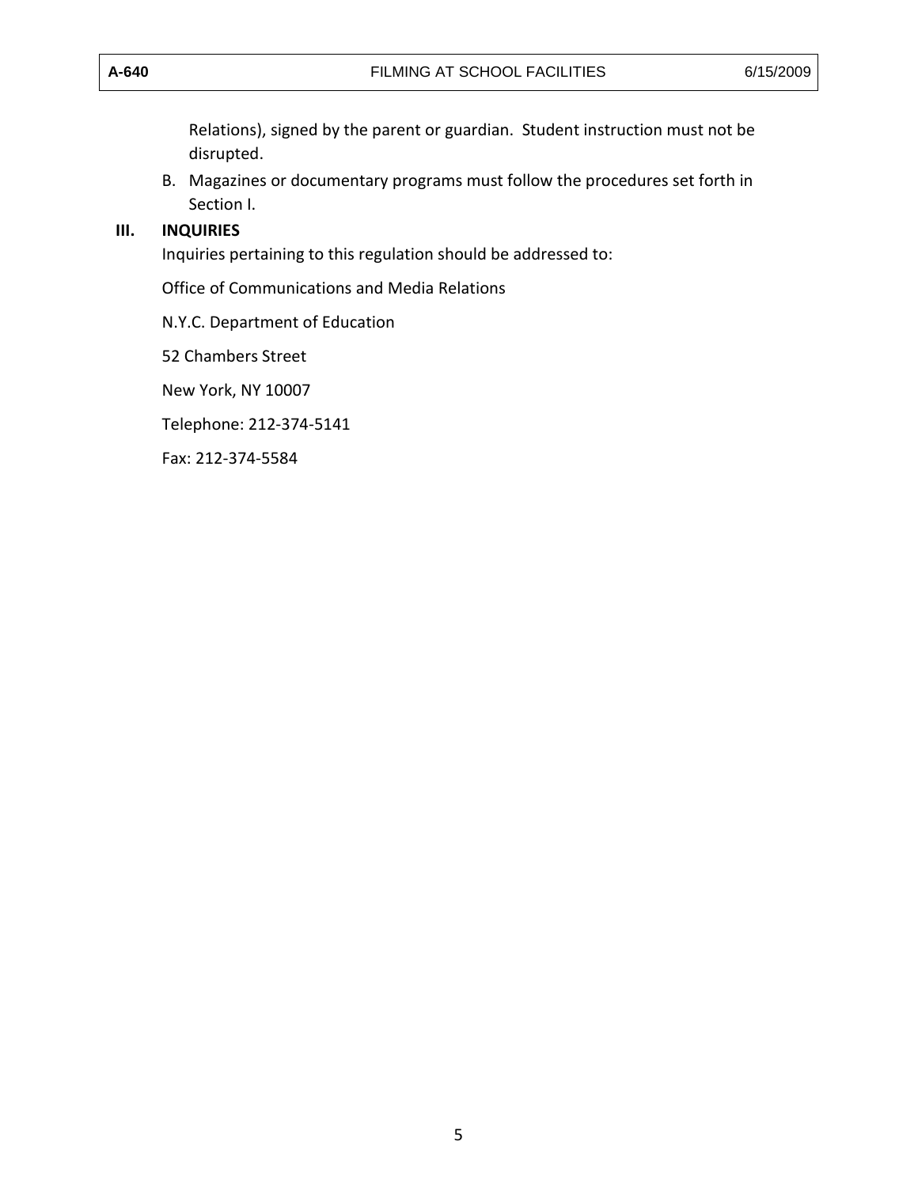Relations), signed by the parent or guardian. Student instruction must not be disrupted.

B. Magazines or documentary programs must follow the procedures set forth in Section I.

## III. INQUIRIES

Inquiries pertaining to this regulation should be addressed to:

Office of Communications and Media Relations

N.Y.C. Department of Education

52 Chambers Street

New York, NY 10007

Telephone: 212-374-5141

Fax: 212-374-5584